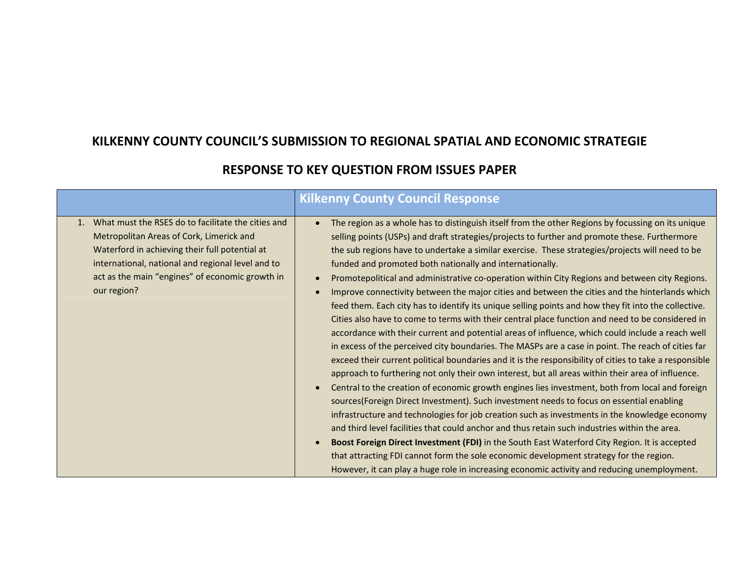## KILKENNY COUNTY COUNCIL'S SUBMISSION TO REGIONAL SPATIAL AND ECONOMIC STRATEGIE

## RESPONSE TO KEY QUESTION FROM ISSUES PAPER

| | Kilkenny County Council Response |
|---|---|
| 1. What must the RSES do to facilitate the cities and Metropolitan Areas of Cork, Limerick and Waterford in achieving their full potential at international, national and regional level and to act as the main "engines" of economic growth in our region? | • The region as a whole has to distinguish itself from the other Regions by focussing on its unique selling points (USPs) and draft strategies/projects to further and promote these. Furthermore the sub regions have to undertake a similar exercise. These strategies/projects will need to be funded and promoted both nationally and internationally.<br>• Promotepolitical and administrative co-operation within City Regions and between city Regions.<br>• Improve connectivity between the major cities and between the cities and the hinterlands which feed them. Each city has to identify its unique selling points and how they fit into the collective. Cities also have to come to terms with their central place function and need to be considered in accordance with their current and potential areas of influence, which could include a reach well in excess of the perceived city boundaries. The MASPs are a case in point. The reach of cities far exceed their current political boundaries and it is the responsibility of cities to take a responsible approach to furthering not only their own interest, but all areas within their area of influence.<br>• Central to the creation of economic growth engines lies investment, both from local and foreign sources(Foreign Direct Investment). Such investment needs to focus on essential enabling infrastructure and technologies for job creation such as investments in the knowledge economy and third level facilities that could anchor and thus retain such industries within the area.<br>• **Boost Foreign Direct Investment (FDI)** in the South East Waterford City Region. It is accepted that attracting FDI cannot form the sole economic development strategy for the region. However, it can play a huge role in increasing economic activity and reducing unemployment. |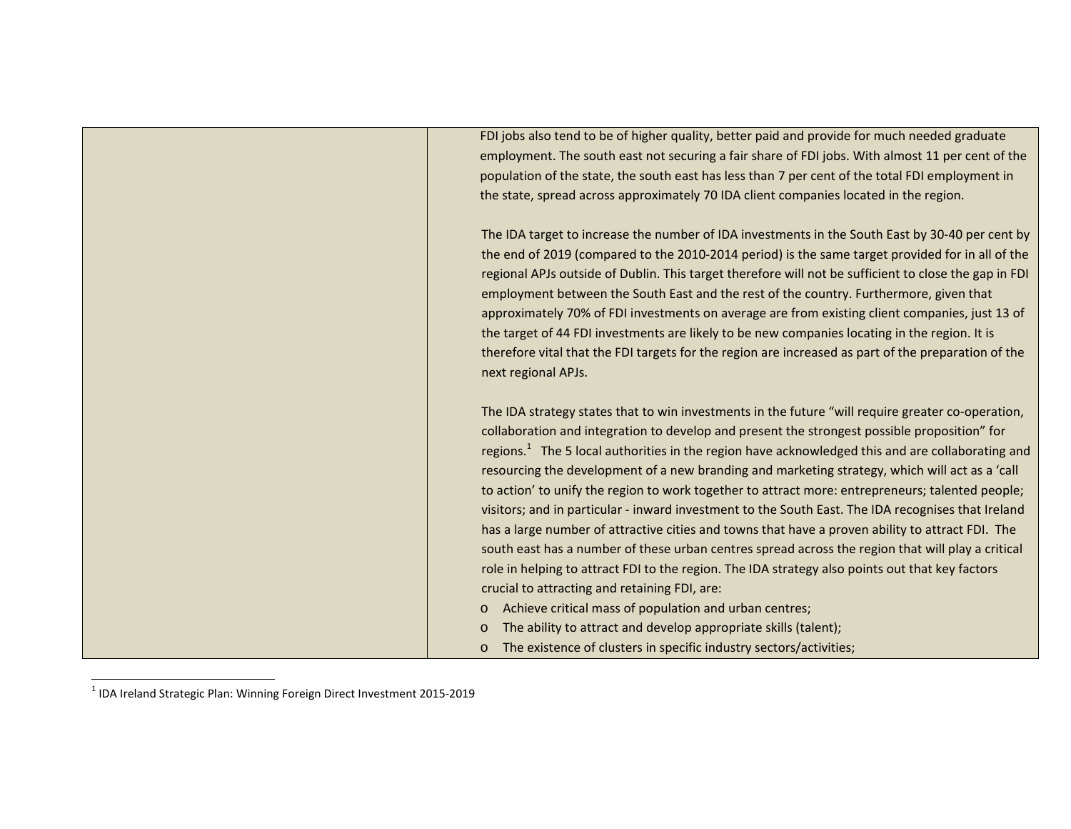| | |
|---|---|
| | FDI jobs also tend to be of higher quality, better paid and provide for much needed graduate employment. The south east not securing a fair share of FDI jobs. With almost 11 per cent of the population of the state, the south east has less than 7 per cent of the total FDI employment in the state, spread across approximately 70 IDA client companies located in the region.<br><br>The IDA target to increase the number of IDA investments in the South East by 30-40 per cent by the end of 2019 (compared to the 2010-2014 period) is the same target provided for in all of the regional APJs outside of Dublin. This target therefore will not be sufficient to close the gap in FDI employment between the South East and the rest of the country. Furthermore, given that approximately 70% of FDI investments on average are from existing client companies, just 13 of the target of 44 FDI investments are likely to be new companies locating in the region. It is therefore vital that the FDI targets for the region are increased as part of the preparation of the next regional APJs.<br><br>The IDA strategy states that to win investments in the future "will require greater co-operation, collaboration and integration to develop and present the strongest possible proposition" for regions.[1] The 5 local authorities in the region have acknowledged this and are collaborating and resourcing the development of a new branding and marketing strategy, which will act as a 'call to action' to unify the region to work together to attract more: entrepreneurs; talented people; visitors; and in particular - inward investment to the South East. The IDA recognises that Ireland has a large number of attractive cities and towns that have a proven ability to attract FDI. The south east has a number of these urban centres spread across the region that will play a critical role in helping to attract FDI to the region. The IDA strategy also points out that key factors crucial to attracting and retaining FDI, are:<br>o Achieve critical mass of population and urban centres;<br>o The ability to attract and develop appropriate skills (talent);<br>o The existence of clusters in specific industry sectors/activities; |

[1] IDA Ireland Strategic Plan: Winning Foreign Direct Investment 2015-2019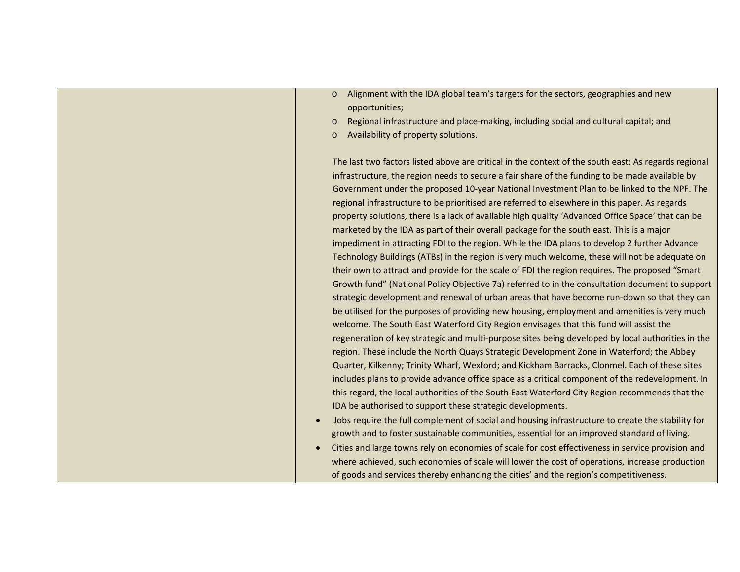| | |
|---|---|
| | <ul><li>Alignment with the IDA global team's targets for the sectors, geographies and new opportunities;</li><li>Regional infrastructure and place-making, including social and cultural capital; and</li><li>Availability of property solutions.</li></ul>The last two factors listed above are critical in the context of the south east: As regards regional infrastructure, the region needs to secure a fair share of the funding to be made available by Government under the proposed 10-year National Investment Plan to be linked to the NPF. The regional infrastructure to be prioritised are referred to elsewhere in this paper. As regards property solutions, there is a lack of available high quality 'Advanced Office Space' that can be marketed by the IDA as part of their overall package for the south east. This is a major impediment in attracting FDI to the region. While the IDA plans to develop 2 further Advance Technology Buildings (ATBs) in the region is very much welcome, these will not be adequate on their own to attract and provide for the scale of FDI the region requires. The proposed "Smart Growth fund" (National Policy Objective 7a) referred to in the consultation document to support strategic development and renewal of urban areas that have become run-down so that they can be utilised for the purposes of providing new housing, employment and amenities is very much welcome. The South East Waterford City Region envisages that this fund will assist the regeneration of key strategic and multi-purpose sites being developed by local authorities in the region. These include the North Quays Strategic Development Zone in Waterford; the Abbey Quarter, Kilkenny; Trinity Wharf, Wexford; and Kickham Barracks, Clonmel. Each of these sites includes plans to provide advance office space as a critical component of the redevelopment. In this regard, the local authorities of the South East Waterford City Region recommends that the IDA be authorised to support these strategic developments.<ul><li>Jobs require the full complement of social and housing infrastructure to create the stability for growth and to foster sustainable communities, essential for an improved standard of living.</li><li>Cities and large towns rely on economies of scale for cost effectiveness in service provision and where achieved, such economies of scale will lower the cost of operations, increase production of goods and services thereby enhancing the cities' and the region's competitiveness.</li></ul> |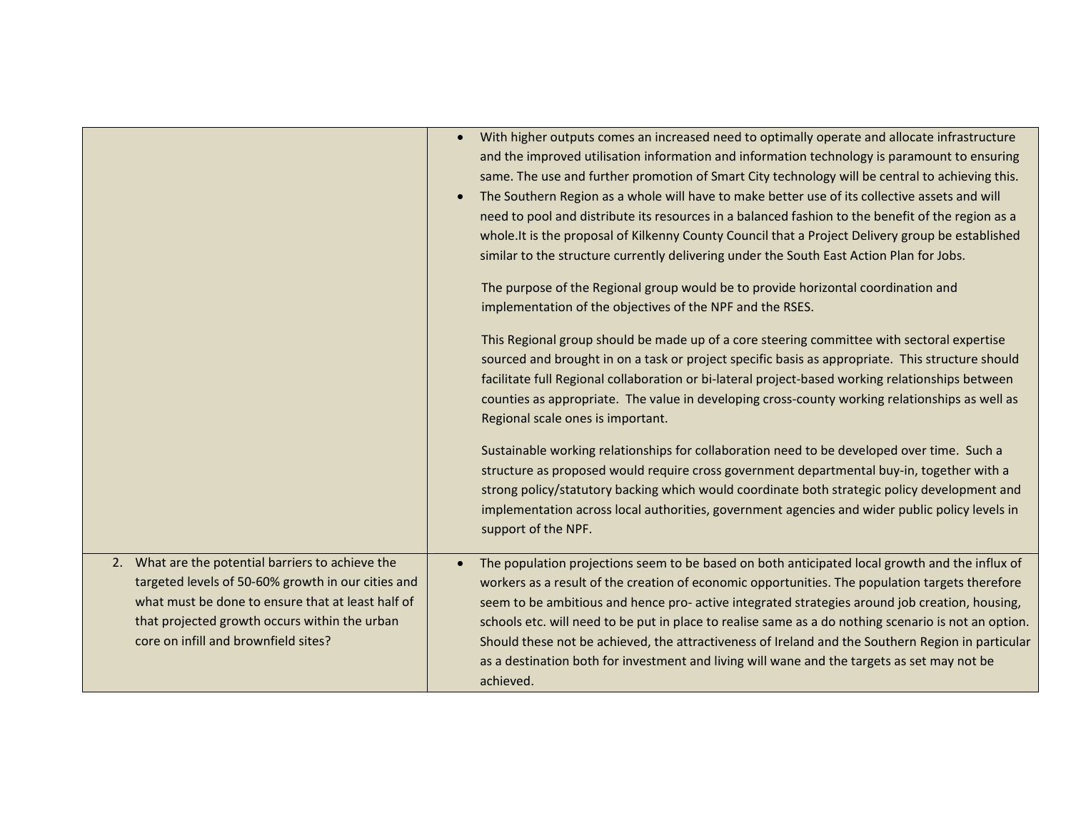| | |
|---|---|
| | • With higher outputs comes an increased need to optimally operate and allocate infrastructure and the improved utilisation information and information technology is paramount to ensuring same. The use and further promotion of Smart City technology will be central to achieving this.<br>• The Southern Region as a whole will have to make better use of its collective assets and will need to pool and distribute its resources in a balanced fashion to the benefit of the region as a whole.It is the proposal of Kilkenny County Council that a Project Delivery group be established similar to the structure currently delivering under the South East Action Plan for Jobs.<br><br>The purpose of the Regional group would be to provide horizontal coordination and implementation of the objectives of the NPF and the RSES.<br><br>This Regional group should be made up of a core steering committee with sectoral expertise sourced and brought in on a task or project specific basis as appropriate. This structure should facilitate full Regional collaboration or bi-lateral project-based working relationships between counties as appropriate. The value in developing cross-county working relationships as well as Regional scale ones is important.<br><br>Sustainable working relationships for collaboration need to be developed over time. Such a structure as proposed would require cross government departmental buy-in, together with a strong policy/statutory backing which would coordinate both strategic policy development and implementation across local authorities, government agencies and wider public policy levels in support of the NPF. |
| 2. What are the potential barriers to achieve the targeted levels of 50-60% growth in our cities and what must be done to ensure that at least half of that projected growth occurs within the urban core on infill and brownfield sites? | • The population projections seem to be based on both anticipated local growth and the influx of workers as a result of the creation of economic opportunities. The population targets therefore seem to be ambitious and hence pro- active integrated strategies around job creation, housing, schools etc. will need to be put in place to realise same as a do nothing scenario is not an option. Should these not be achieved, the attractiveness of Ireland and the Southern Region in particular as a destination both for investment and living will wane and the targets as set may not be achieved. |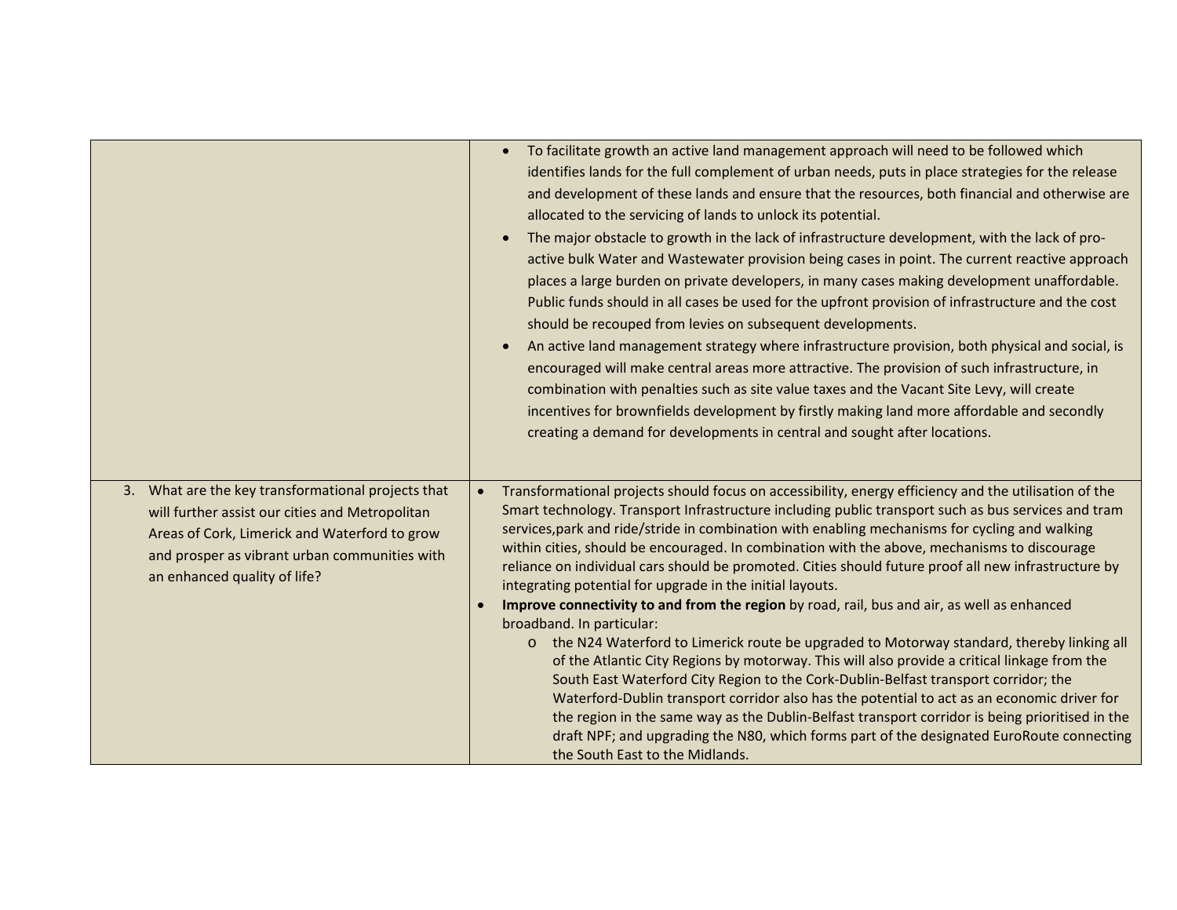| | |
|---|---|
| | <ul><li>To facilitate growth an active land management approach will need to be followed which identifies lands for the full complement of urban needs, puts in place strategies for the release and development of these lands and ensure that the resources, both financial and otherwise are allocated to the servicing of lands to unlock its potential.</li><li>The major obstacle to growth in the lack of infrastructure development, with the lack of pro-active bulk Water and Wastewater provision being cases in point. The current reactive approach places a large burden on private developers, in many cases making development unaffordable. Public funds should in all cases be used for the upfront provision of infrastructure and the cost should be recouped from levies on subsequent developments.</li><li>An active land management strategy where infrastructure provision, both physical and social, is encouraged will make central areas more attractive. The provision of such infrastructure, in combination with penalties such as site value taxes and the Vacant Site Levy, will create incentives for brownfields development by firstly making land more affordable and secondly creating a demand for developments in central and sought after locations.</li></ul> |
| 3. What are the key transformational projects that will further assist our cities and Metropolitan Areas of Cork, Limerick and Waterford to grow and prosper as vibrant urban communities with an enhanced quality of life? | <ul><li>Transformational projects should focus on accessibility, energy efficiency and the utilisation of the Smart technology. Transport Infrastructure including public transport such as bus services and tram services,park and ride/stride in combination with enabling mechanisms for cycling and walking within cities, should be encouraged. In combination with the above, mechanisms to discourage reliance on individual cars should be promoted. Cities should future proof all new infrastructure by integrating potential for upgrade in the initial layouts.</li><li>**Improve connectivity to and from the region** by road, rail, bus and air, as well as enhanced broadband. In particular:<ul><li>the N24 Waterford to Limerick route be upgraded to Motorway standard, thereby linking all of the Atlantic City Regions by motorway. This will also provide a critical linkage from the South East Waterford City Region to the Cork-Dublin-Belfast transport corridor; the Waterford-Dublin transport corridor also has the potential to act as an economic driver for the region in the same way as the Dublin-Belfast transport corridor is being prioritised in the draft NPF; and upgrading the N80, which forms part of the designated EuroRoute connecting the South East to the Midlands.</li></ul></li></ul> |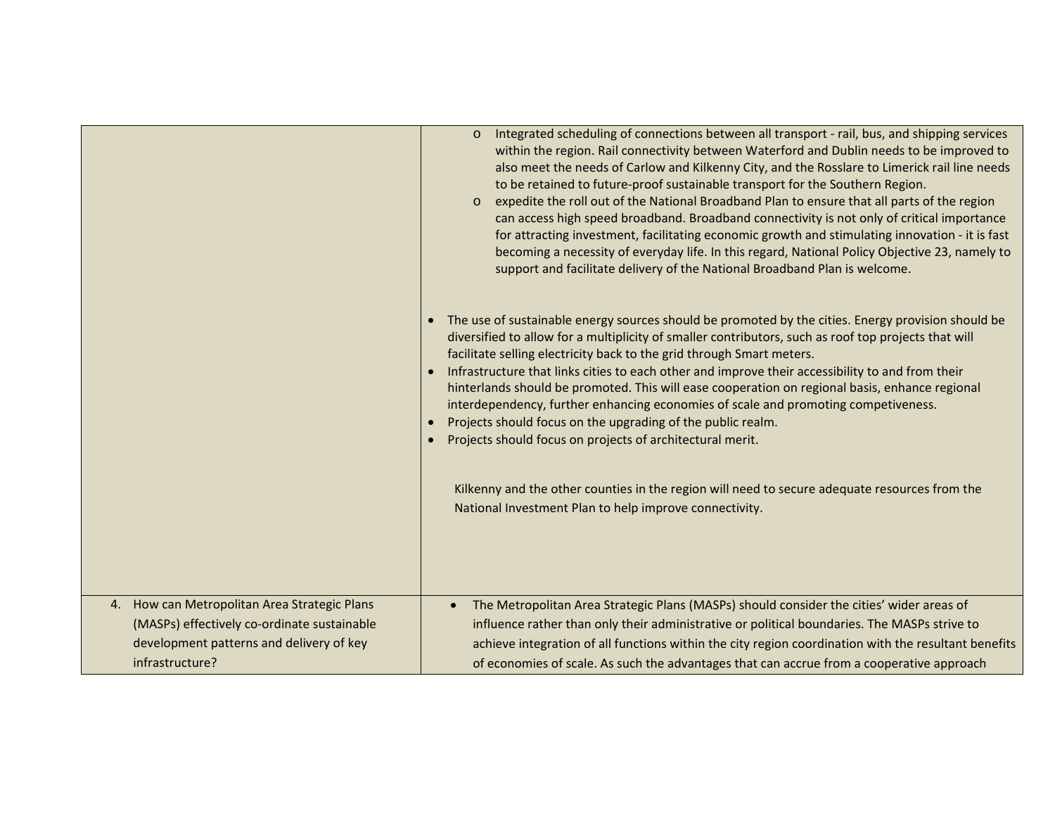| | |
|---|---|
| | o Integrated scheduling of connections between all transport - rail, bus, and shipping services within the region. Rail connectivity between Waterford and Dublin needs to be improved to also meet the needs of Carlow and Kilkenny City, and the Rosslare to Limerick rail line needs to be retained to future-proof sustainable transport for the Southern Region.<br>o expedite the roll out of the National Broadband Plan to ensure that all parts of the region can access high speed broadband. Broadband connectivity is not only of critical importance for attracting investment, facilitating economic growth and stimulating innovation - it is fast becoming a necessity of everyday life. In this regard, National Policy Objective 23, namely to support and facilitate delivery of the National Broadband Plan is welcome.<br><br>• The use of sustainable energy sources should be promoted by the cities. Energy provision should be diversified to allow for a multiplicity of smaller contributors, such as roof top projects that will facilitate selling electricity back to the grid through Smart meters.<br>• Infrastructure that links cities to each other and improve their accessibility to and from their hinterlands should be promoted. This will ease cooperation on regional basis, enhance regional interdependency, further enhancing economies of scale and promoting competiveness.<br>• Projects should focus on the upgrading of the public realm.<br>• Projects should focus on projects of architectural merit.<br><br>Kilkenny and the other counties in the region will need to secure adequate resources from the National Investment Plan to help improve connectivity. |
| 4. How can Metropolitan Area Strategic Plans (MASPs) effectively co-ordinate sustainable development patterns and delivery of key infrastructure? | • The Metropolitan Area Strategic Plans (MASPs) should consider the cities' wider areas of influence rather than only their administrative or political boundaries. The MASPs strive to achieve integration of all functions within the city region coordination with the resultant benefits of economies of scale. As such the advantages that can accrue from a cooperative approach |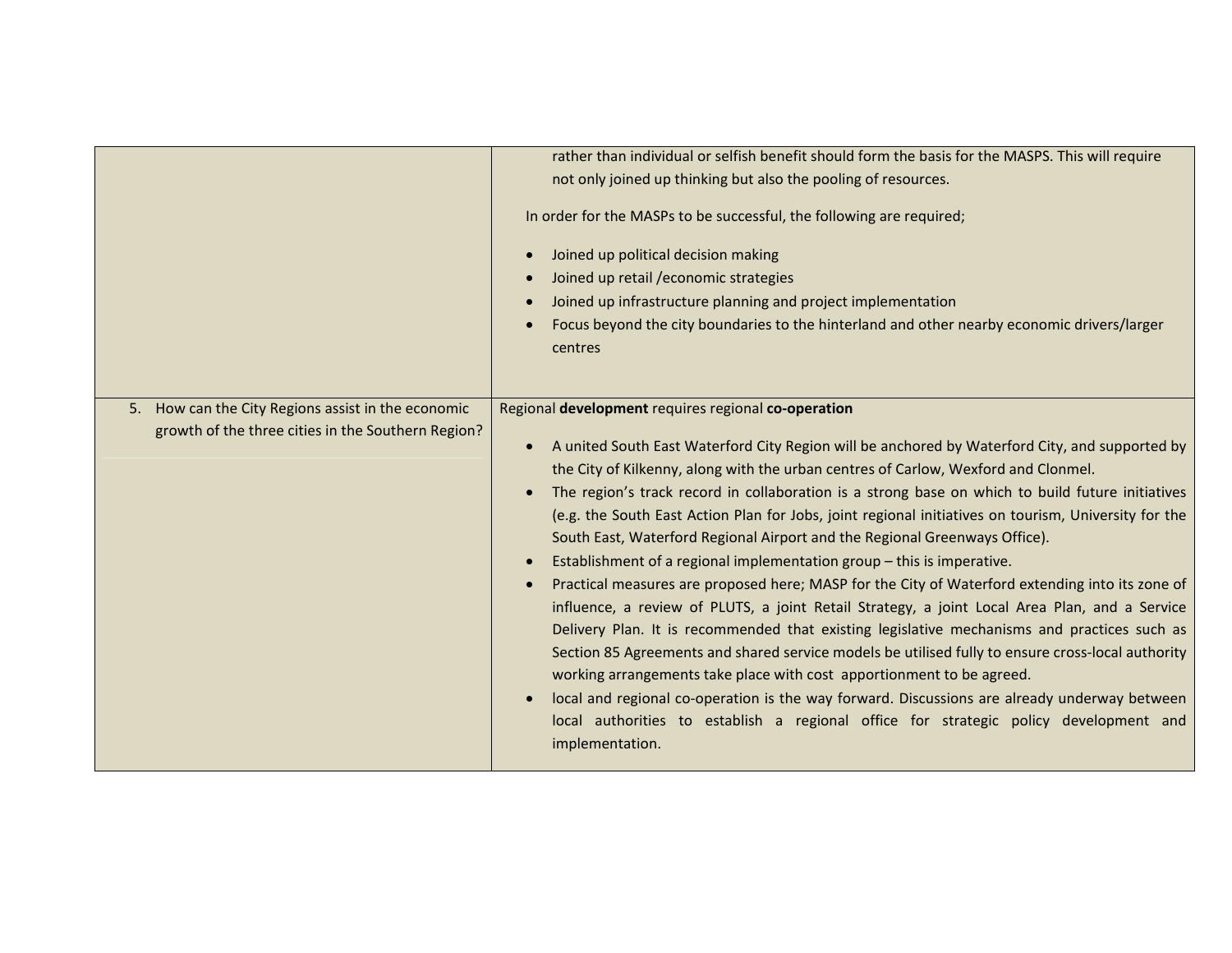| | |
|---|---|
| | rather than individual or selfish benefit should form the basis for the MASPS. This will require not only joined up thinking but also the pooling of resources.<br><br>In order for the MASPs to be successful, the following are required;<br><br>• Joined up political decision making<br>• Joined up retail /economic strategies<br>• Joined up infrastructure planning and project implementation<br>• Focus beyond the city boundaries to the hinterland and other nearby economic drivers/larger centres |
| 5. How can the City Regions assist in the economic growth of the three cities in the Southern Region? | Regional **development** requires regional **co-operation**<br><br>• A united South East Waterford City Region will be anchored by Waterford City, and supported by the City of Kilkenny, along with the urban centres of Carlow, Wexford and Clonmel.<br>• The region's track record in collaboration is a strong base on which to build future initiatives (e.g. the South East Action Plan for Jobs, joint regional initiatives on tourism, University for the South East, Waterford Regional Airport and the Regional Greenways Office).<br>• Establishment of a regional implementation group – this is imperative.<br>• Practical measures are proposed here; MASP for the City of Waterford extending into its zone of influence, a review of PLUTS, a joint Retail Strategy, a joint Local Area Plan, and a Service Delivery Plan. It is recommended that existing legislative mechanisms and practices such as Section 85 Agreements and shared service models be utilised fully to ensure cross-local authority working arrangements take place with cost apportionment to be agreed.<br>• local and regional co-operation is the way forward. Discussions are already underway between local authorities to establish a regional office for strategic policy development and implementation. |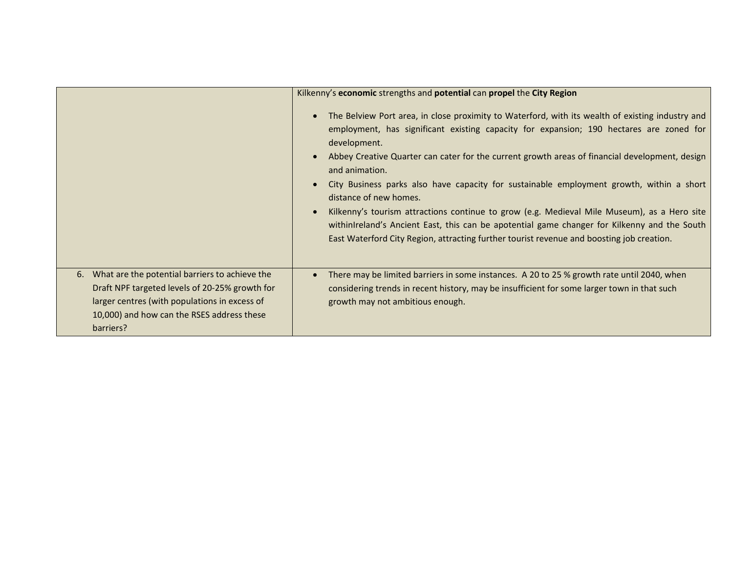| | |
|---|---|
| | Kilkenny's **economic** strengths and **potential** can **propel** the **City Region**<br><br>• The Belview Port area, in close proximity to Waterford, with its wealth of existing industry and employment, has significant existing capacity for expansion; 190 hectares are zoned for development.<br>• Abbey Creative Quarter can cater for the current growth areas of financial development, design and animation.<br>• City Business parks also have capacity for sustainable employment growth, within a short distance of new homes.<br>• Kilkenny's tourism attractions continue to grow (e.g. Medieval Mile Museum), as a Hero site withinIreland's Ancient East, this can be apotential game changer for Kilkenny and the South East Waterford City Region, attracting further tourist revenue and boosting job creation. |
| 6. What are the potential barriers to achieve the Draft NPF targeted levels of 20-25% growth for larger centres (with populations in excess of 10,000) and how can the RSES address these barriers? | • There may be limited barriers in some instances. A 20 to 25 % growth rate until 2040, when considering trends in recent history, may be insufficient for some larger town in that such growth may not ambitious enough. |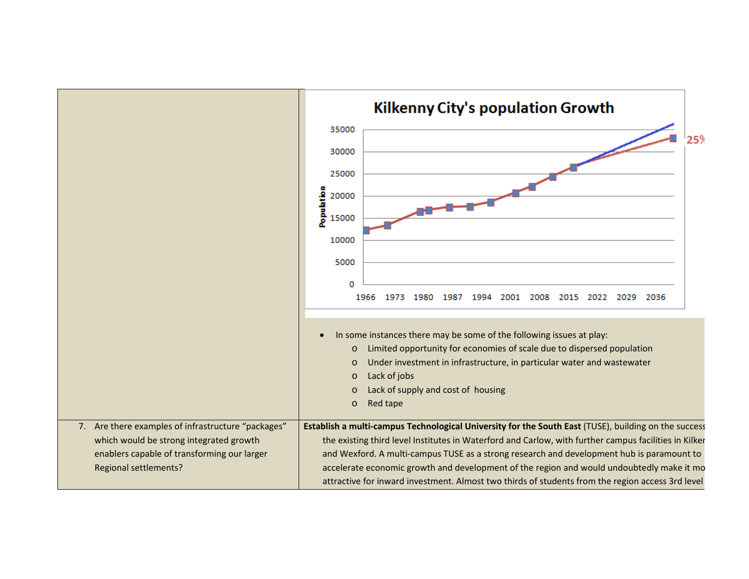| | |
|---|---|
| | **Kilkenny City's population Growth**<br>Population<br>35000, 30000, 25000, 20000, 15000, 10000, 5000, 0<br>1966 1973 1980 1987 1994 2001 2008 2015 2022 2029 2036<br>25%<br><br>• In some instances there may be some of the following issues at play:<br>  o Limited opportunity for economies of scale due to dispersed population<br>  o Under investment in infrastructure, in particular water and wastewater<br>  o Lack of jobs<br>  o Lack of supply and cost of housing<br>  o Red tape |
| 7. Are there examples of infrastructure "packages" which would be strong integrated growth enablers capable of transforming our larger Regional settlements? | **Establish a multi-campus Technological University for the South East** (TUSE), building on the success the existing third level Institutes in Waterford and Carlow, with further campus facilities in Kilker and Wexford. A multi-campus TUSE as a strong research and development hub is paramount to accelerate economic growth and development of the region and would undoubtedly make it mo attractive for inward investment. Almost two thirds of students from the region access 3rd level |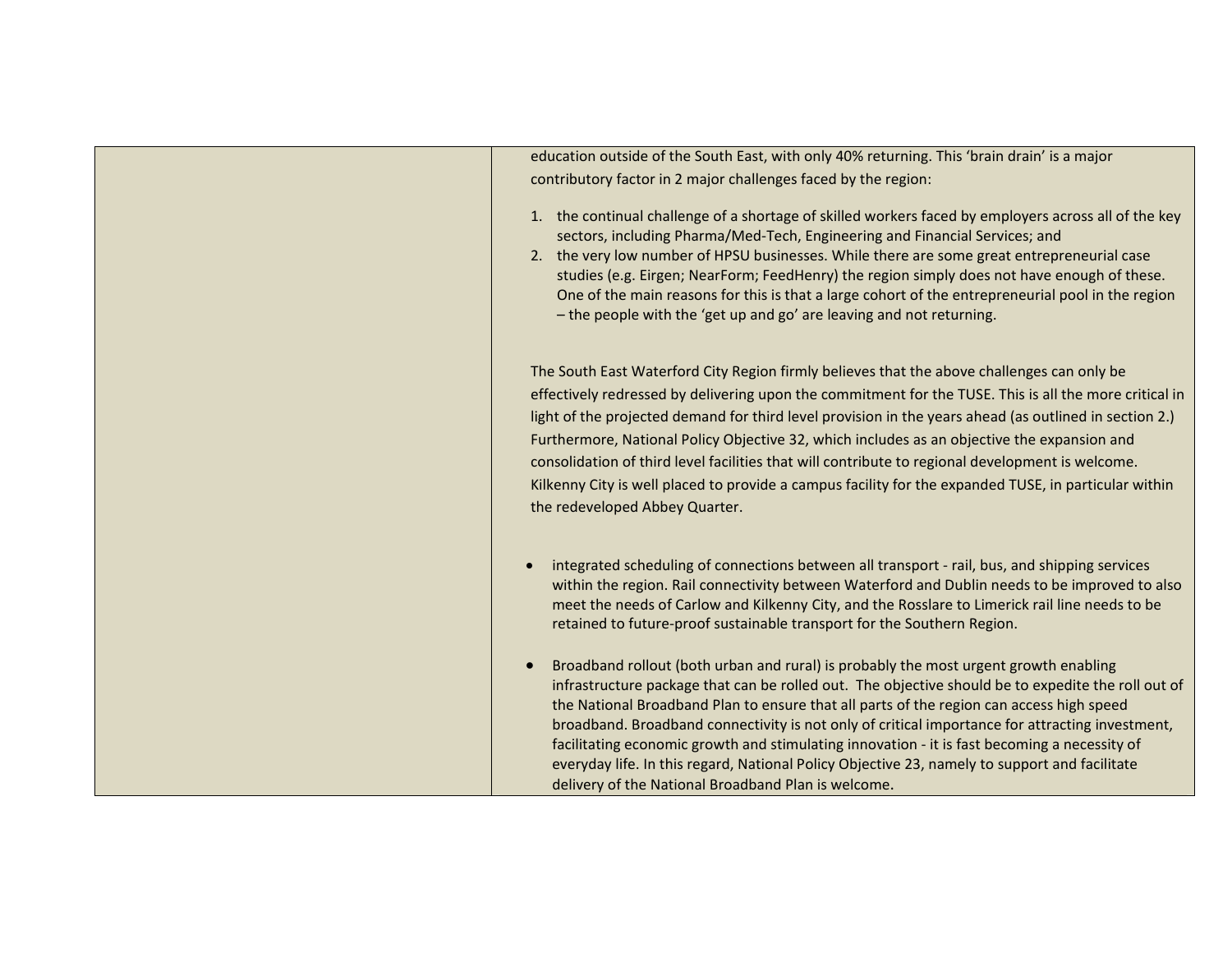| | |
|---|---|
| | education outside of the South East, with only 40% returning. This 'brain drain' is a major contributory factor in 2 major challenges faced by the region:<br><br>1. the continual challenge of a shortage of skilled workers faced by employers across all of the key sectors, including Pharma/Med-Tech, Engineering and Financial Services; and<br>2. the very low number of HPSU businesses. While there are some great entrepreneurial case studies (e.g. Eirgen; NearForm; FeedHenry) the region simply does not have enough of these. One of the main reasons for this is that a large cohort of the entrepreneurial pool in the region – the people with the 'get up and go' are leaving and not returning.<br><br>The South East Waterford City Region firmly believes that the above challenges can only be effectively redressed by delivering upon the commitment for the TUSE. This is all the more critical in light of the projected demand for third level provision in the years ahead (as outlined in section 2.) Furthermore, National Policy Objective 32, which includes as an objective the expansion and consolidation of third level facilities that will contribute to regional development is welcome. Kilkenny City is well placed to provide a campus facility for the expanded TUSE, in particular within the redeveloped Abbey Quarter.<br><br>• integrated scheduling of connections between all transport - rail, bus, and shipping services within the region. Rail connectivity between Waterford and Dublin needs to be improved to also meet the needs of Carlow and Kilkenny City, and the Rosslare to Limerick rail line needs to be retained to future-proof sustainable transport for the Southern Region.<br><br>• Broadband rollout (both urban and rural) is probably the most urgent growth enabling infrastructure package that can be rolled out. The objective should be to expedite the roll out of the National Broadband Plan to ensure that all parts of the region can access high speed broadband. Broadband connectivity is not only of critical importance for attracting investment, facilitating economic growth and stimulating innovation - it is fast becoming a necessity of everyday life. In this regard, National Policy Objective 23, namely to support and facilitate delivery of the National Broadband Plan is welcome. |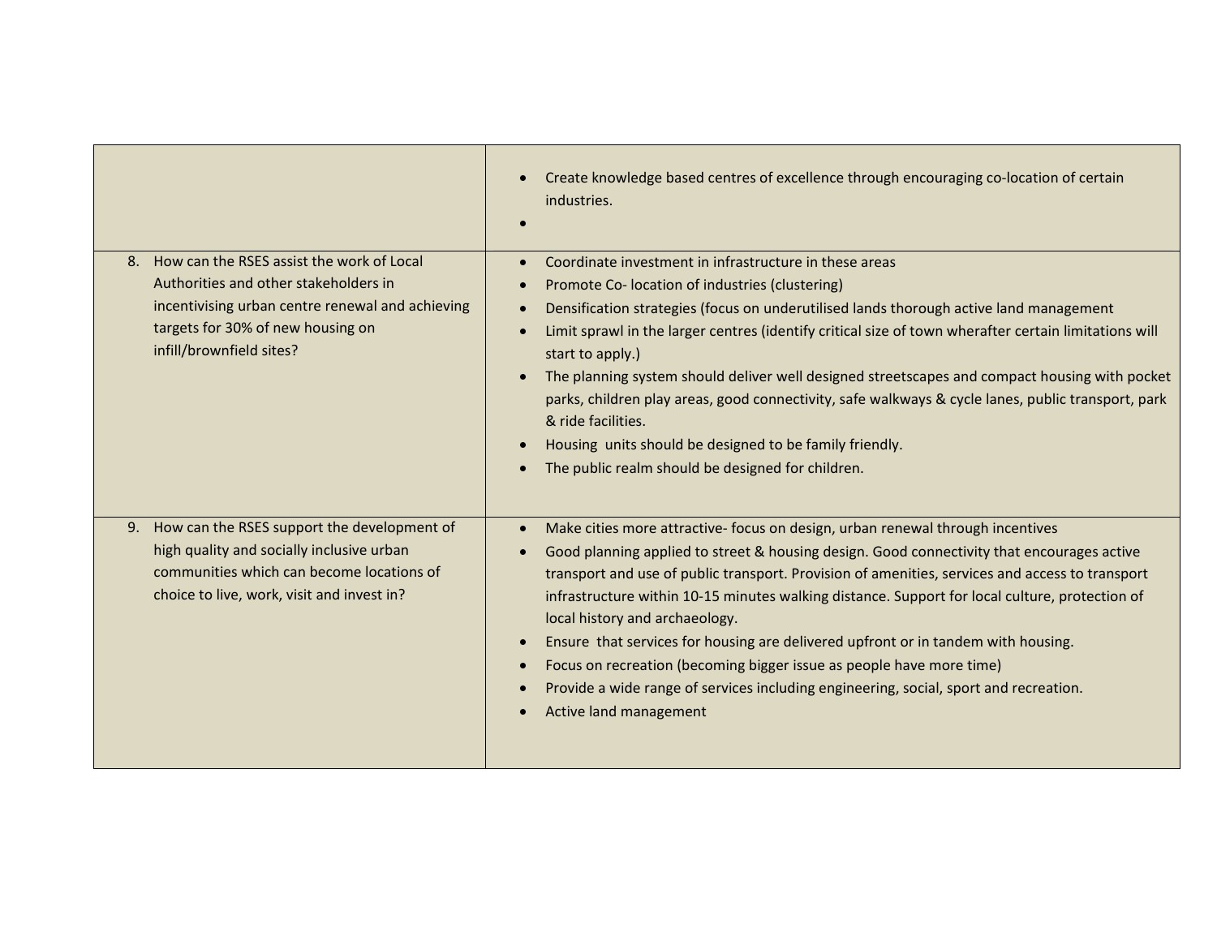| | |
|---|---|
| | • Create knowledge based centres of excellence through encouraging co-location of certain industries.<br>• |
| 8. How can the RSES assist the work of Local Authorities and other stakeholders in incentivising urban centre renewal and achieving targets for 30% of new housing on infill/brownfield sites? | • Coordinate investment in infrastructure in these areas<br>• Promote Co- location of industries (clustering)<br>• Densification strategies (focus on underutilised lands thorough active land management<br>• Limit sprawl in the larger centres (identify critical size of town wherafter certain limitations will start to apply.)<br>• The planning system should deliver well designed streetscapes and compact housing with pocket parks, children play areas, good connectivity, safe walkways & cycle lanes, public transport, park & ride facilities.<br>• Housing units should be designed to be family friendly.<br>• The public realm should be designed for children. |
| 9. How can the RSES support the development of high quality and socially inclusive urban communities which can become locations of choice to live, work, visit and invest in? | • Make cities more attractive- focus on design, urban renewal through incentives<br>• Good planning applied to street & housing design. Good connectivity that encourages active transport and use of public transport. Provision of amenities, services and access to transport infrastructure within 10-15 minutes walking distance. Support for local culture, protection of local history and archaeology.<br>• Ensure that services for housing are delivered upfront or in tandem with housing.<br>• Focus on recreation (becoming bigger issue as people have more time)<br>• Provide a wide range of services including engineering, social, sport and recreation.<br>• Active land management |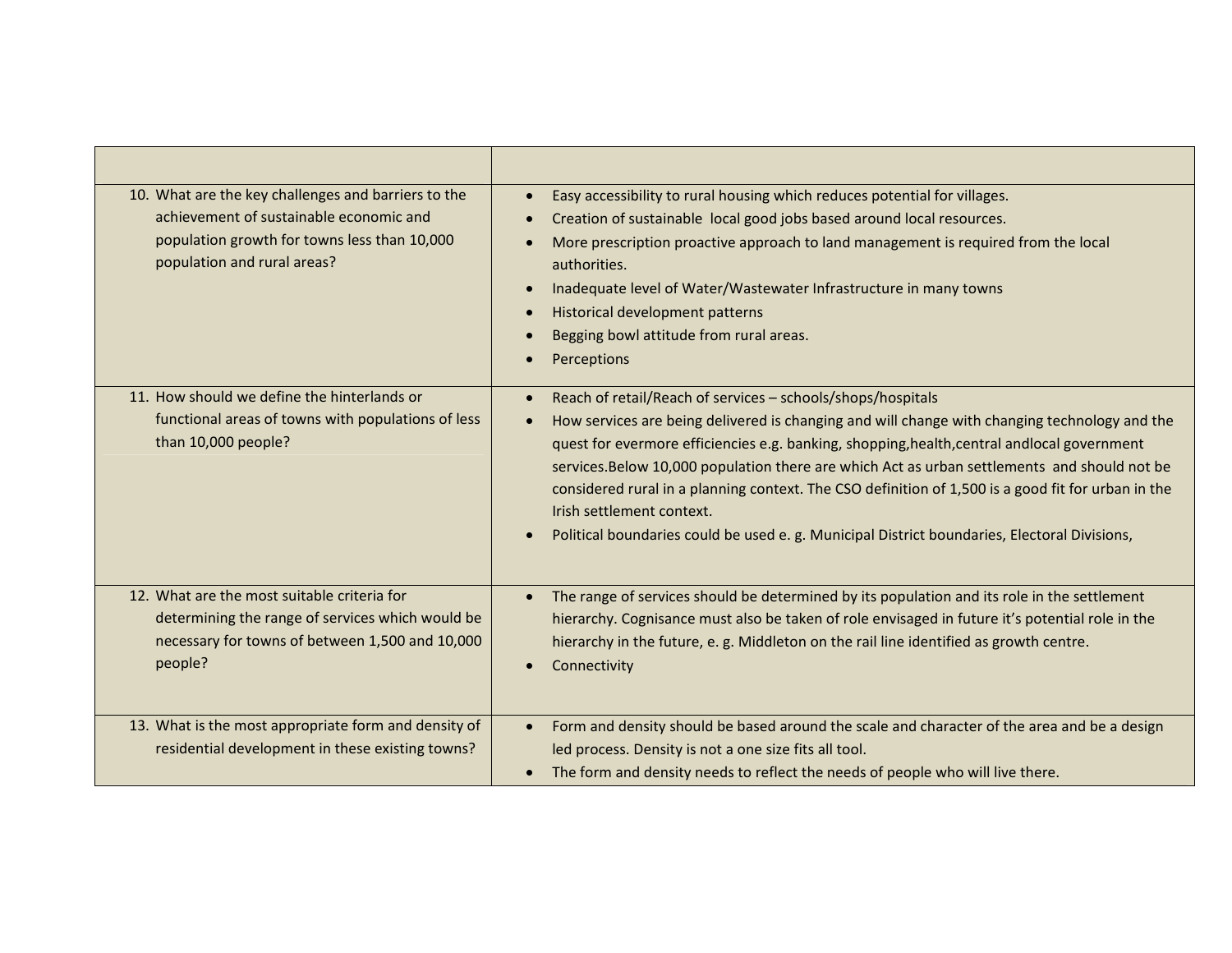| | |
|---|---|
| 10. What are the key challenges and barriers to the achievement of sustainable economic and population growth for towns less than 10,000 population and rural areas? | • Easy accessibility to rural housing which reduces potential for villages.<br>• Creation of sustainable local good jobs based around local resources.<br>• More prescription proactive approach to land management is required from the local authorities.<br>• Inadequate level of Water/Wastewater Infrastructure in many towns<br>• Historical development patterns<br>• Begging bowl attitude from rural areas.<br>• Perceptions |
| 11. How should we define the hinterlands or functional areas of towns with populations of less than 10,000 people? | • Reach of retail/Reach of services – schools/shops/hospitals<br>• How services are being delivered is changing and will change with changing technology and the quest for evermore efficiencies e.g. banking, shopping,health,central andlocal government services.Below 10,000 population there are which Act as urban settlements and should not be considered rural in a planning context. The CSO definition of 1,500 is a good fit for urban in the Irish settlement context.<br>• Political boundaries could be used e. g. Municipal District boundaries, Electoral Divisions, |
| 12. What are the most suitable criteria for determining the range of services which would be necessary for towns of between 1,500 and 10,000 people? | • The range of services should be determined by its population and its role in the settlement hierarchy. Cognisance must also be taken of role envisaged in future it's potential role in the hierarchy in the future, e. g. Middleton on the rail line identified as growth centre.<br>• Connectivity |
| 13. What is the most appropriate form and density of residential development in these existing towns? | • Form and density should be based around the scale and character of the area and be a design led process. Density is not a one size fits all tool.<br>• The form and density needs to reflect the needs of people who will live there. |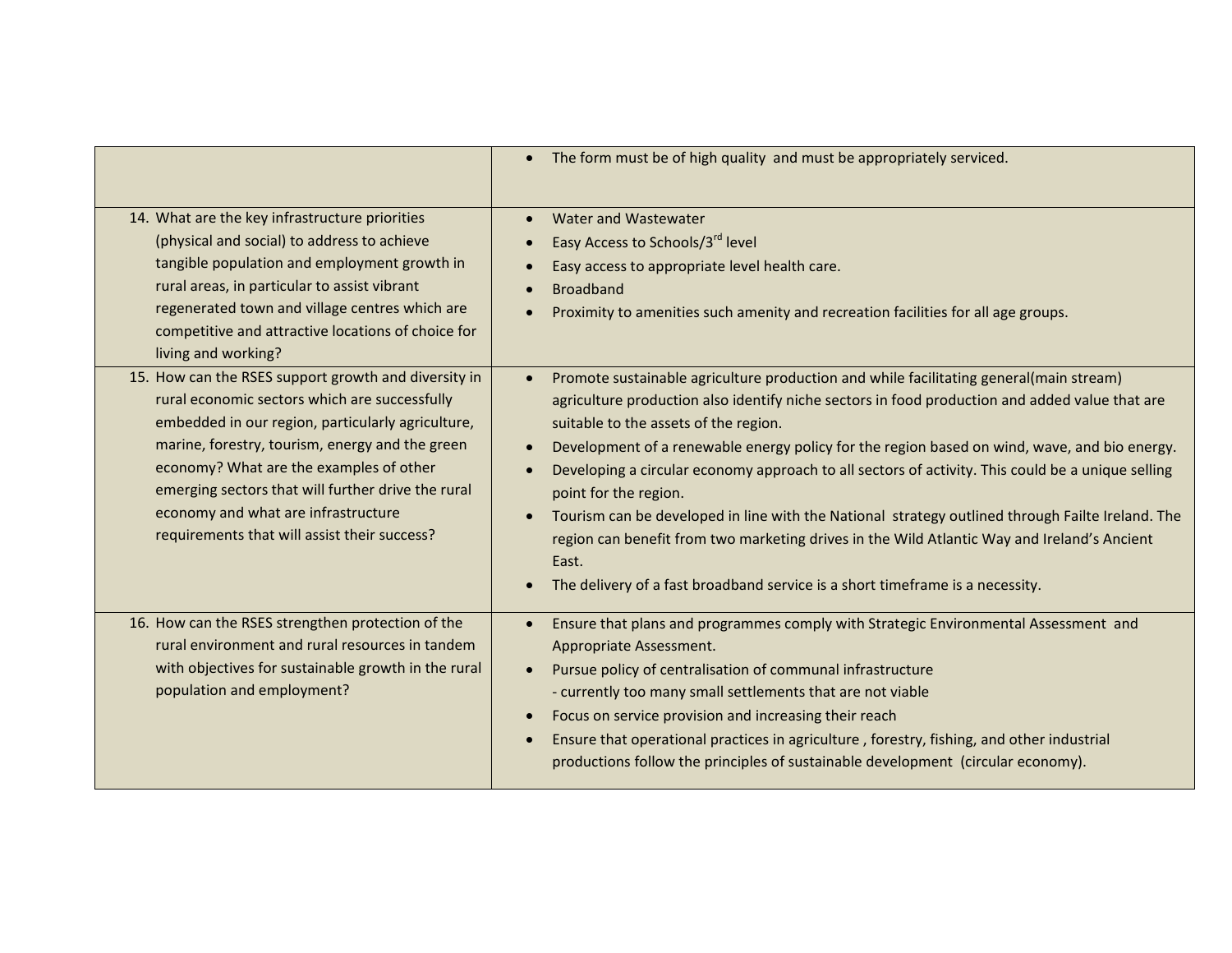| | |
|---|---|
| | • The form must be of high quality and must be appropriately serviced. |
| 14. What are the key infrastructure priorities (physical and social) to address to achieve tangible population and employment growth in rural areas, in particular to assist vibrant regenerated town and village centres which are competitive and attractive locations of choice for living and working? | • Water and Wastewater<br>• Easy Access to Schools/3rd level<br>• Easy access to appropriate level health care.<br>• Broadband<br>• Proximity to amenities such amenity and recreation facilities for all age groups. |
| 15. How can the RSES support growth and diversity in rural economic sectors which are successfully embedded in our region, particularly agriculture, marine, forestry, tourism, energy and the green economy? What are the examples of other emerging sectors that will further drive the rural economy and what are infrastructure requirements that will assist their success? | • Promote sustainable agriculture production and while facilitating general(main stream) agriculture production also identify niche sectors in food production and added value that are suitable to the assets of the region.<br>• Development of a renewable energy policy for the region based on wind, wave, and bio energy.<br>• Developing a circular economy approach to all sectors of activity. This could be a unique selling point for the region.<br>• Tourism can be developed in line with the National strategy outlined through Failte Ireland. The region can benefit from two marketing drives in the Wild Atlantic Way and Ireland's Ancient East.<br>• The delivery of a fast broadband service is a short timeframe is a necessity. |
| 16. How can the RSES strengthen protection of the rural environment and rural resources in tandem with objectives for sustainable growth in the rural population and employment? | • Ensure that plans and programmes comply with Strategic Environmental Assessment and Appropriate Assessment.<br>• Pursue policy of centralisation of communal infrastructure<br>- currently too many small settlements that are not viable<br>• Focus on service provision and increasing their reach<br>• Ensure that operational practices in agriculture , forestry, fishing, and other industrial productions follow the principles of sustainable development (circular economy). |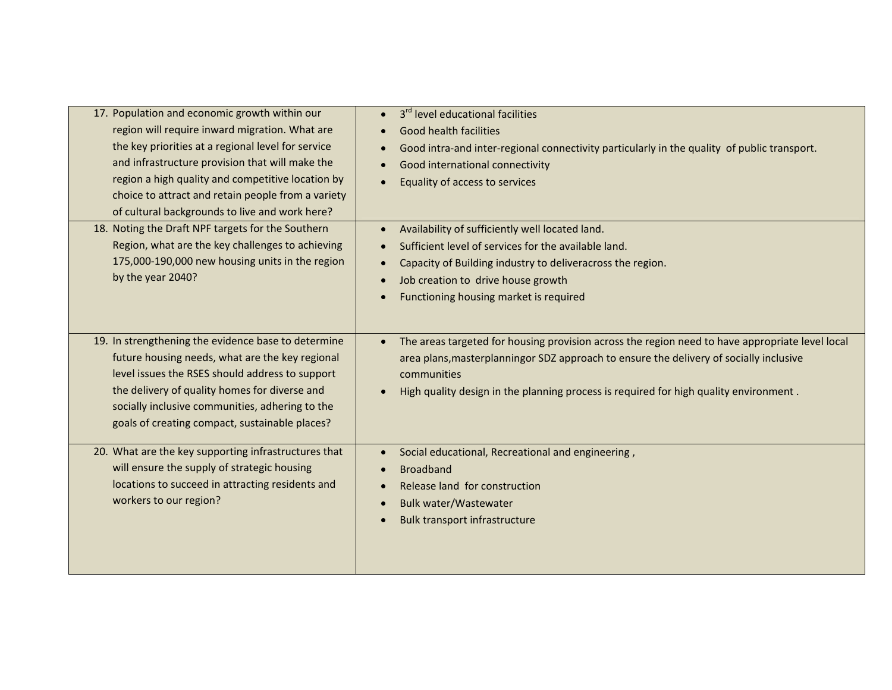| | |
|---|---|
| 17. Population and economic growth within our region will require inward migration. What are the key priorities at a regional level for service and infrastructure provision that will make the region a high quality and competitive location by choice to attract and retain people from a variety of cultural backgrounds to live and work here? | • 3rd level educational facilities<br>• Good health facilities<br>• Good intra-and inter-regional connectivity particularly in the quality of public transport.<br>• Good international connectivity<br>• Equality of access to services |
| 18. Noting the Draft NPF targets for the Southern Region, what are the key challenges to achieving 175,000-190,000 new housing units in the region by the year 2040? | • Availability of sufficiently well located land.<br>• Sufficient level of services for the available land.<br>• Capacity of Building industry to deliveracross the region.<br>• Job creation to drive house growth<br>• Functioning housing market is required |
| 19. In strengthening the evidence base to determine future housing needs, what are the key regional level issues the RSES should address to support the delivery of quality homes for diverse and socially inclusive communities, adhering to the goals of creating compact, sustainable places? | • The areas targeted for housing provision across the region need to have appropriate level local area plans,masterplanningor SDZ approach to ensure the delivery of socially inclusive communities<br>• High quality design in the planning process is required for high quality environment . |
| 20. What are the key supporting infrastructures that will ensure the supply of strategic housing locations to succeed in attracting residents and workers to our region? | • Social educational, Recreational and engineering ,<br>• Broadband<br>• Release land for construction<br>• Bulk water/Wastewater<br>• Bulk transport infrastructure |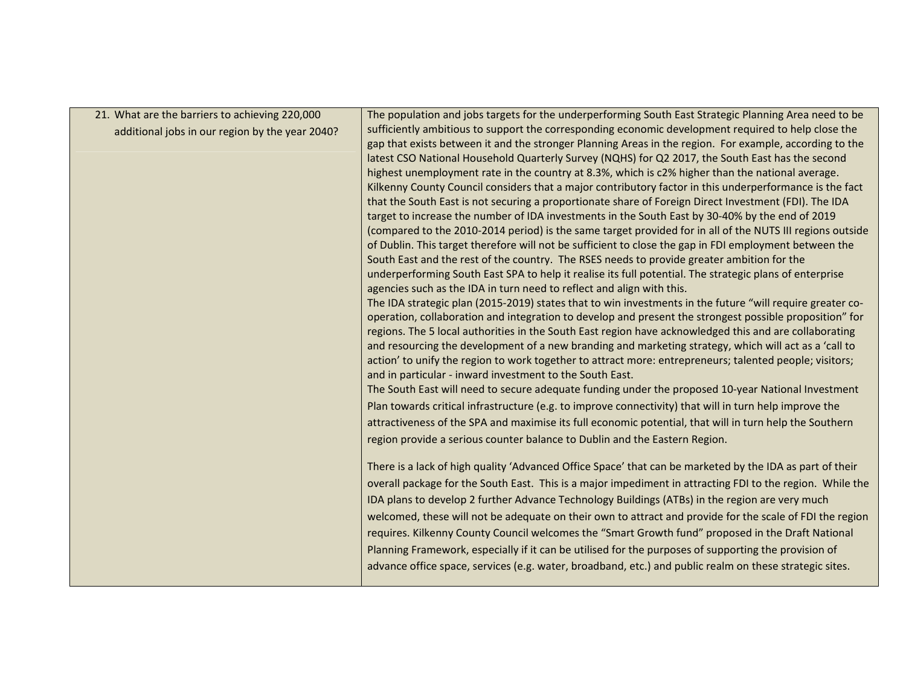| 21. What are the barriers to achieving 220,000 additional jobs in our region by the year 2040? | The population and jobs targets for the underperforming South East Strategic Planning Area need to be sufficiently ambitious to support the corresponding economic development required to help close the gap that exists between it and the stronger Planning Areas in the region. For example, according to the latest CSO National Household Quarterly Survey (NQHS) for Q2 2017, the South East has the second highest unemployment rate in the country at 8.3%, which is c2% higher than the national average. Kilkenny County Council considers that a major contributory factor in this underperformance is the fact that the South East is not securing a proportionate share of Foreign Direct Investment (FDI). The IDA target to increase the number of IDA investments in the South East by 30-40% by the end of 2019 (compared to the 2010-2014 period) is the same target provided for in all of the NUTS III regions outside of Dublin. This target therefore will not be sufficient to close the gap in FDI employment between the South East and the rest of the country. The RSES needs to provide greater ambition for the underperforming South East SPA to help it realise its full potential. The strategic plans of enterprise agencies such as the IDA in turn need to reflect and align with this.<br>The IDA strategic plan (2015-2019) states that to win investments in the future "will require greater co-operation, collaboration and integration to develop and present the strongest possible proposition" for regions. The 5 local authorities in the South East region have acknowledged this and are collaborating and resourcing the development of a new branding and marketing strategy, which will act as a 'call to action' to unify the region to work together to attract more: entrepreneurs; talented people; visitors; and in particular - inward investment to the South East.<br>The South East will need to secure adequate funding under the proposed 10-year National Investment Plan towards critical infrastructure (e.g. to improve connectivity) that will in turn help improve the attractiveness of the SPA and maximise its full economic potential, that will in turn help the Southern region provide a serious counter balance to Dublin and the Eastern Region.<br><br>There is a lack of high quality 'Advanced Office Space' that can be marketed by the IDA as part of their overall package for the South East. This is a major impediment in attracting FDI to the region. While the IDA plans to develop 2 further Advance Technology Buildings (ATBs) in the region are very much welcomed, these will not be adequate on their own to attract and provide for the scale of FDI the region requires. Kilkenny County Council welcomes the "Smart Growth fund" proposed in the Draft National Planning Framework, especially if it can be utilised for the purposes of supporting the provision of advance office space, services (e.g. water, broadband, etc.) and public realm on these strategic sites. |
|---|---|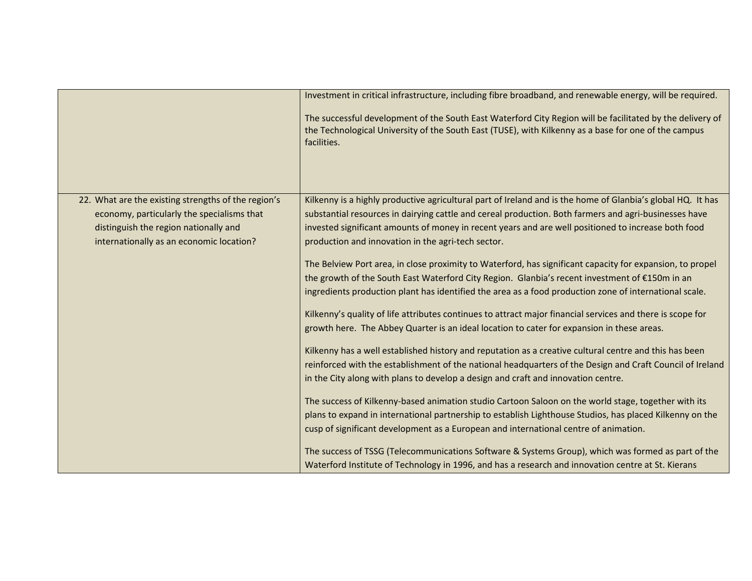| | |
|---|---|
| | Investment in critical infrastructure, including fibre broadband, and renewable energy, will be required.<br><br>The successful development of the South East Waterford City Region will be facilitated by the delivery of the Technological University of the South East (TUSE), with Kilkenny as a base for one of the campus facilities. |
| 22. What are the existing strengths of the region's economy, particularly the specialisms that distinguish the region nationally and internationally as an economic location? | Kilkenny is a highly productive agricultural part of Ireland and is the home of Glanbia's global HQ. It has substantial resources in dairying cattle and cereal production. Both farmers and agri-businesses have invested significant amounts of money in recent years and are well positioned to increase both food production and innovation in the agri-tech sector.<br><br>The Belview Port area, in close proximity to Waterford, has significant capacity for expansion, to propel the growth of the South East Waterford City Region. Glanbia's recent investment of €150m in an ingredients production plant has identified the area as a food production zone of international scale.<br><br>Kilkenny's quality of life attributes continues to attract major financial services and there is scope for growth here. The Abbey Quarter is an ideal location to cater for expansion in these areas.<br><br>Kilkenny has a well established history and reputation as a creative cultural centre and this has been reinforced with the establishment of the national headquarters of the Design and Craft Council of Ireland in the City along with plans to develop a design and craft and innovation centre.<br><br>The success of Kilkenny-based animation studio Cartoon Saloon on the world stage, together with its plans to expand in international partnership to establish Lighthouse Studios, has placed Kilkenny on the cusp of significant development as a European and international centre of animation.<br><br>The success of TSSG (Telecommunications Software & Systems Group), which was formed as part of the Waterford Institute of Technology in 1996, and has a research and innovation centre at St. Kierans |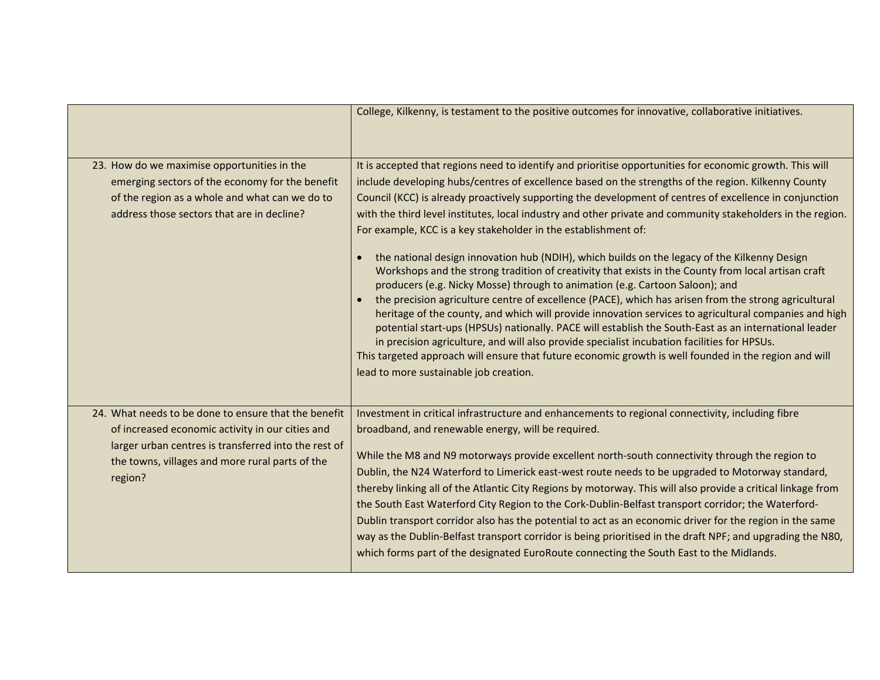| | |
|---|---|
| | College, Kilkenny, is testament to the positive outcomes for innovative, collaborative initiatives. |
| 23. How do we maximise opportunities in the emerging sectors of the economy for the benefit of the region as a whole and what can we do to address those sectors that are in decline? | It is accepted that regions need to identify and prioritise opportunities for economic growth. This will include developing hubs/centres of excellence based on the strengths of the region. Kilkenny County Council (KCC) is already proactively supporting the development of centres of excellence in conjunction with the third level institutes, local industry and other private and community stakeholders in the region. For example, KCC is a key stakeholder in the establishment of:<br><br>• the national design innovation hub (NDIH), which builds on the legacy of the Kilkenny Design Workshops and the strong tradition of creativity that exists in the County from local artisan craft producers (e.g. Nicky Mosse) through to animation (e.g. Cartoon Saloon); and<br>• the precision agriculture centre of excellence (PACE), which has arisen from the strong agricultural heritage of the county, and which will provide innovation services to agricultural companies and high potential start-ups (HPSUs) nationally. PACE will establish the South-East as an international leader in precision agriculture, and will also provide specialist incubation facilities for HPSUs.<br><br>This targeted approach will ensure that future economic growth is well founded in the region and will lead to more sustainable job creation. |
| 24. What needs to be done to ensure that the benefit of increased economic activity in our cities and larger urban centres is transferred into the rest of the towns, villages and more rural parts of the region? | Investment in critical infrastructure and enhancements to regional connectivity, including fibre broadband, and renewable energy, will be required.<br><br>While the M8 and N9 motorways provide excellent north-south connectivity through the region to Dublin, the N24 Waterford to Limerick east-west route needs to be upgraded to Motorway standard, thereby linking all of the Atlantic City Regions by motorway. This will also provide a critical linkage from the South East Waterford City Region to the Cork-Dublin-Belfast transport corridor; the Waterford-Dublin transport corridor also has the potential to act as an economic driver for the region in the same way as the Dublin-Belfast transport corridor is being prioritised in the draft NPF; and upgrading the N80, which forms part of the designated EuroRoute connecting the South East to the Midlands. |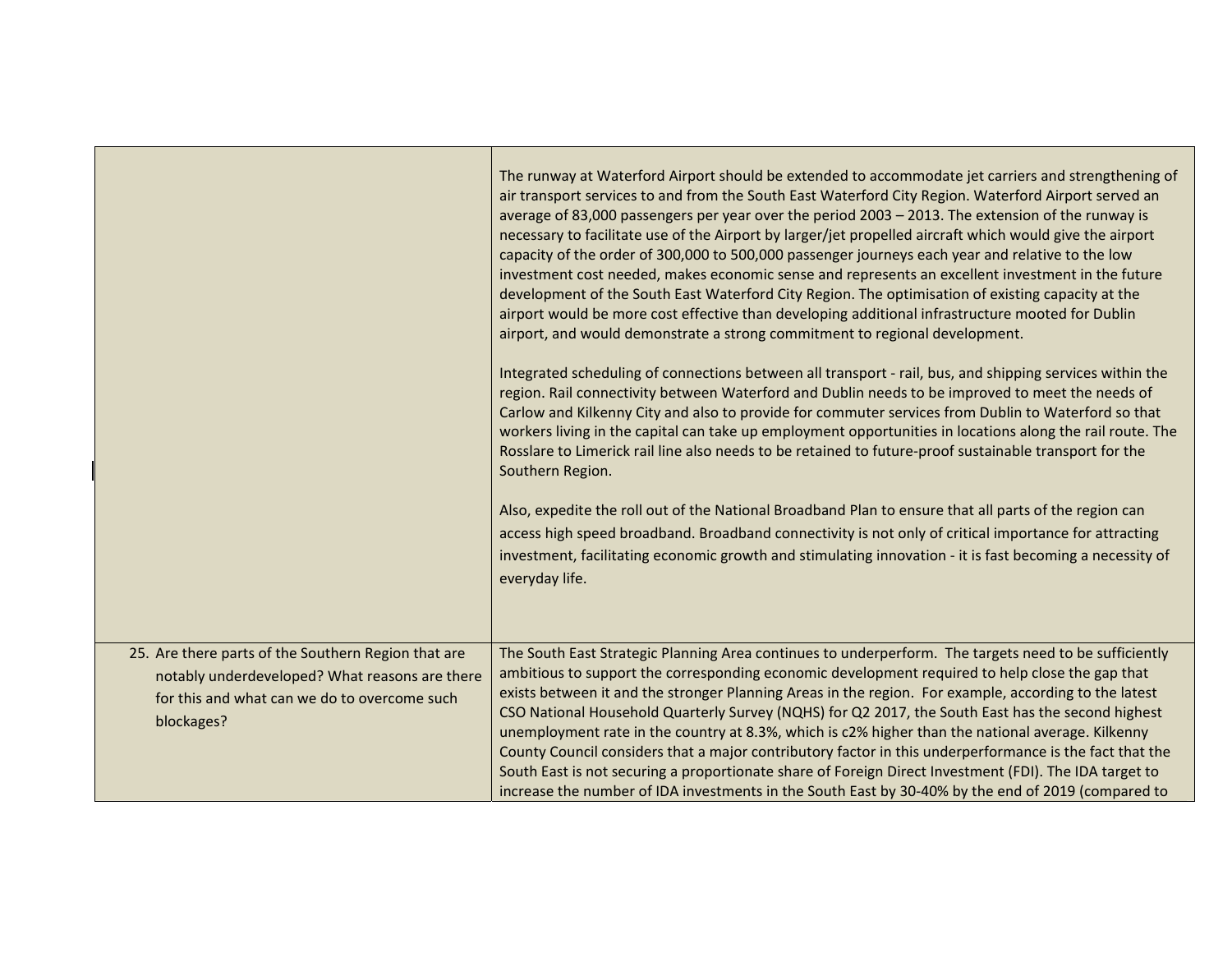| | |
|---|---|
| | The runway at Waterford Airport should be extended to accommodate jet carriers and strengthening of air transport services to and from the South East Waterford City Region. Waterford Airport served an average of 83,000 passengers per year over the period 2003 – 2013. The extension of the runway is necessary to facilitate use of the Airport by larger/jet propelled aircraft which would give the airport capacity of the order of 300,000 to 500,000 passenger journeys each year and relative to the low investment cost needed, makes economic sense and represents an excellent investment in the future development of the South East Waterford City Region. The optimisation of existing capacity at the airport would be more cost effective than developing additional infrastructure mooted for Dublin airport, and would demonstrate a strong commitment to regional development.<br><br>Integrated scheduling of connections between all transport - rail, bus, and shipping services within the region. Rail connectivity between Waterford and Dublin needs to be improved to meet the needs of Carlow and Kilkenny City and also to provide for commuter services from Dublin to Waterford so that workers living in the capital can take up employment opportunities in locations along the rail route. The Rosslare to Limerick rail line also needs to be retained to future-proof sustainable transport for the Southern Region.<br><br>Also, expedite the roll out of the National Broadband Plan to ensure that all parts of the region can access high speed broadband. Broadband connectivity is not only of critical importance for attracting investment, facilitating economic growth and stimulating innovation - it is fast becoming a necessity of everyday life. |
| 25. Are there parts of the Southern Region that are notably underdeveloped? What reasons are there for this and what can we do to overcome such blockages? | The South East Strategic Planning Area continues to underperform. The targets need to be sufficiently ambitious to support the corresponding economic development required to help close the gap that exists between it and the stronger Planning Areas in the region. For example, according to the latest CSO National Household Quarterly Survey (NQHS) for Q2 2017, the South East has the second highest unemployment rate in the country at 8.3%, which is c2% higher than the national average. Kilkenny County Council considers that a major contributory factor in this underperformance is the fact that the South East is not securing a proportionate share of Foreign Direct Investment (FDI). The IDA target to increase the number of IDA investments in the South East by 30-40% by the end of 2019 (compared to |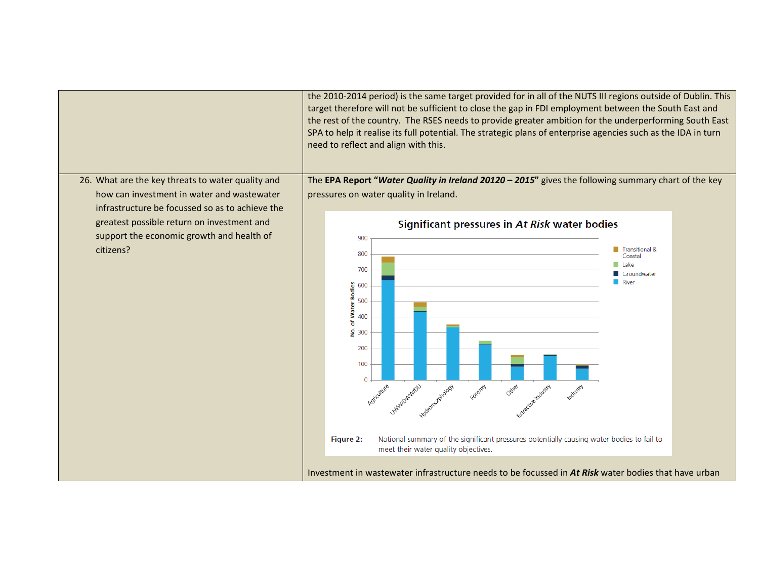| | |
|---|---|
| | the 2010-2014 period) is the same target provided for in all of the NUTS III regions outside of Dublin. This target therefore will not be sufficient to close the gap in FDI employment between the South East and the rest of the country. The RSES needs to provide greater ambition for the underperforming South East SPA to help it realise its full potential. The strategic plans of enterprise agencies such as the IDA in turn need to reflect and align with this. |
| 26. What are the key threats to water quality and how can investment in water and wastewater infrastructure be focussed so as to achieve the greatest possible return on investment and support the economic growth and health of citizens? | The **EPA Report "*Water Quality in Ireland 20120 – 2015*"** gives the following summary chart of the key pressures on water quality in Ireland.<br><br>**Significant pressures in *At Risk* water bodies**<br><br>Figure 2: National summary of the significant pressures potentially causing water bodies to fail to meet their water quality objectives.<br><br>Investment in wastewater infrastructure needs to be focussed in ***At Risk*** water bodies that have urban |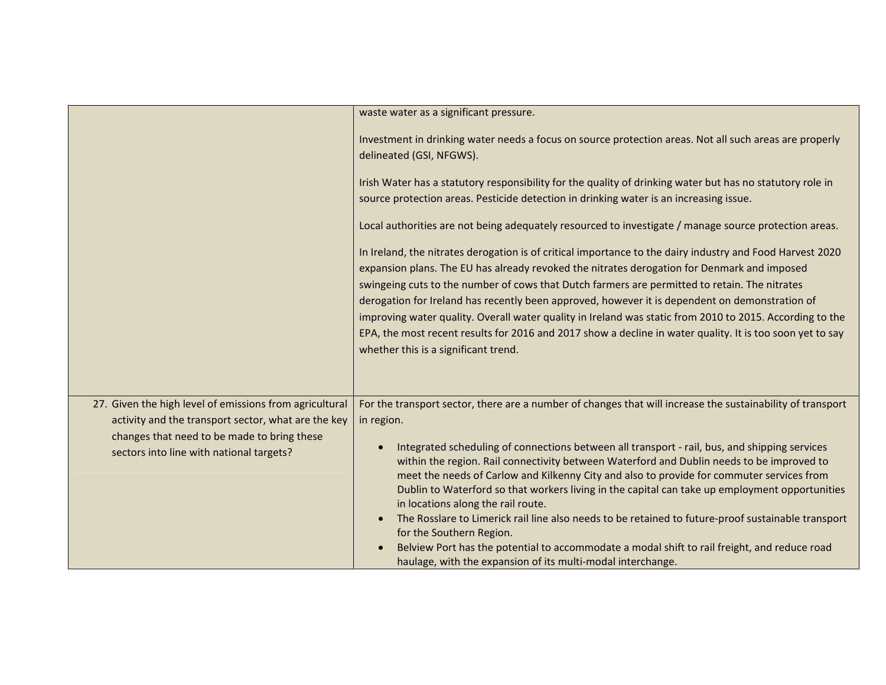| | |
|---|---|
| | waste water as a significant pressure.<br><br>Investment in drinking water needs a focus on source protection areas. Not all such areas are properly delineated (GSI, NFGWS).<br><br>Irish Water has a statutory responsibility for the quality of drinking water but has no statutory role in source protection areas. Pesticide detection in drinking water is an increasing issue.<br><br>Local authorities are not being adequately resourced to investigate / manage source protection areas.<br><br>In Ireland, the nitrates derogation is of critical importance to the dairy industry and Food Harvest 2020 expansion plans. The EU has already revoked the nitrates derogation for Denmark and imposed swingeing cuts to the number of cows that Dutch farmers are permitted to retain. The nitrates derogation for Ireland has recently been approved, however it is dependent on demonstration of improving water quality. Overall water quality in Ireland was static from 2010 to 2015. According to the EPA, the most recent results for 2016 and 2017 show a decline in water quality. It is too soon yet to say whether this is a significant trend. |
| 27. Given the high level of emissions from agricultural activity and the transport sector, what are the key changes that need to be made to bring these sectors into line with national targets? | For the transport sector, there are a number of changes that will increase the sustainability of transport in region.<br><br>• Integrated scheduling of connections between all transport - rail, bus, and shipping services within the region. Rail connectivity between Waterford and Dublin needs to be improved to meet the needs of Carlow and Kilkenny City and also to provide for commuter services from Dublin to Waterford so that workers living in the capital can take up employment opportunities in locations along the rail route.<br>• The Rosslare to Limerick rail line also needs to be retained to future-proof sustainable transport for the Southern Region.<br>• Belview Port has the potential to accommodate a modal shift to rail freight, and reduce road haulage, with the expansion of its multi-modal interchange. |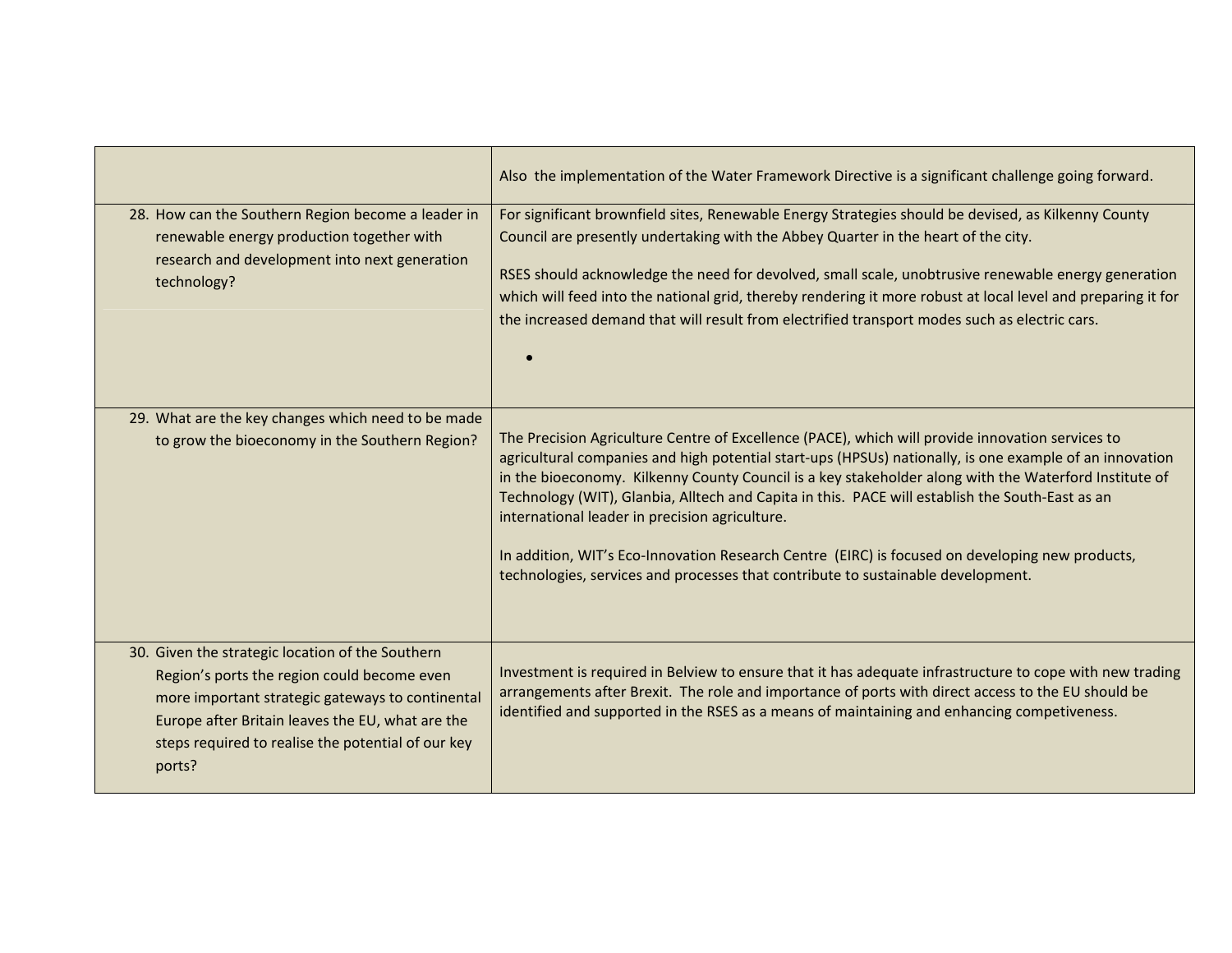| | |
|---|---|
| | Also the implementation of the Water Framework Directive is a significant challenge going forward. |
| 28. How can the Southern Region become a leader in renewable energy production together with research and development into next generation technology? | For significant brownfield sites, Renewable Energy Strategies should be devised, as Kilkenny County Council are presently undertaking with the Abbey Quarter in the heart of the city.<br><br>RSES should acknowledge the need for devolved, small scale, unobtrusive renewable energy generation which will feed into the national grid, thereby rendering it more robust at local level and preparing it for the increased demand that will result from electrified transport modes such as electric cars.<br><br>• |
| 29. What are the key changes which need to be made to grow the bioeconomy in the Southern Region? | The Precision Agriculture Centre of Excellence (PACE), which will provide innovation services to agricultural companies and high potential start-ups (HPSUs) nationally, is one example of an innovation in the bioeconomy. Kilkenny County Council is a key stakeholder along with the Waterford Institute of Technology (WIT), Glanbia, Alltech and Capita in this. PACE will establish the South-East as an international leader in precision agriculture.<br><br>In addition, WIT's Eco-Innovation Research Centre (EIRC) is focused on developing new products, technologies, services and processes that contribute to sustainable development. |
| 30. Given the strategic location of the Southern Region's ports the region could become even more important strategic gateways to continental Europe after Britain leaves the EU, what are the steps required to realise the potential of our key ports? | Investment is required in Belview to ensure that it has adequate infrastructure to cope with new trading arrangements after Brexit. The role and importance of ports with direct access to the EU should be identified and supported in the RSES as a means of maintaining and enhancing competiveness. |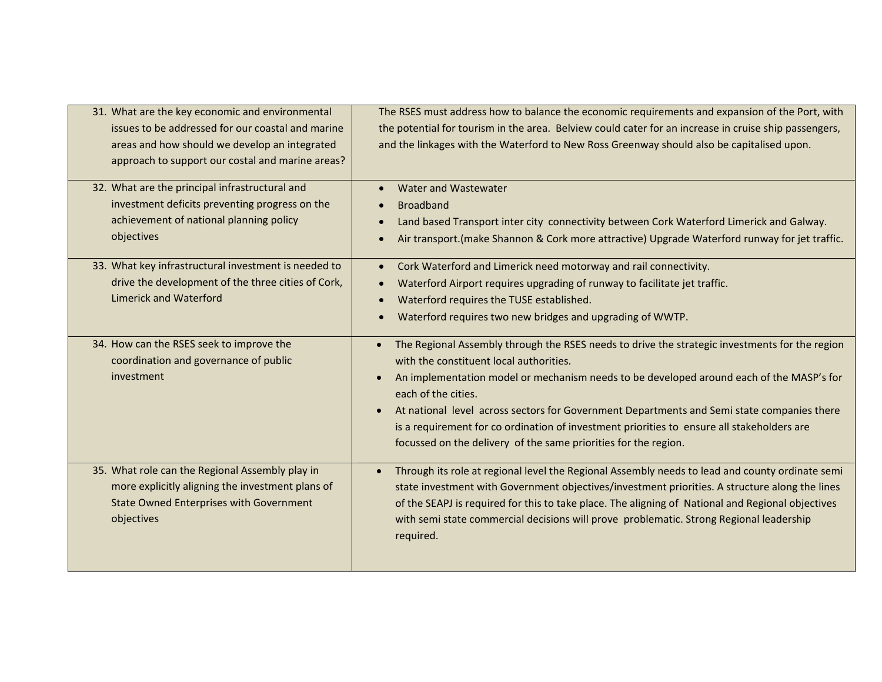| | |
|---|---|
| 31. What are the key economic and environmental issues to be addressed for our coastal and marine areas and how should we develop an integrated approach to support our costal and marine areas? | The RSES must address how to balance the economic requirements and expansion of the Port, with the potential for tourism in the area. Belview could cater for an increase in cruise ship passengers, and the linkages with the Waterford to New Ross Greenway should also be capitalised upon. |
| 32. What are the principal infrastructural and investment deficits preventing progress on the achievement of national planning policy objectives | • Water and Wastewater<br>• Broadband<br>• Land based Transport inter city connectivity between Cork Waterford Limerick and Galway.<br>• Air transport.(make Shannon & Cork more attractive) Upgrade Waterford runway for jet traffic. |
| 33. What key infrastructural investment is needed to drive the development of the three cities of Cork, Limerick and Waterford | • Cork Waterford and Limerick need motorway and rail connectivity.<br>• Waterford Airport requires upgrading of runway to facilitate jet traffic.<br>• Waterford requires the TUSE established.<br>• Waterford requires two new bridges and upgrading of WWTP. |
| 34. How can the RSES seek to improve the coordination and governance of public investment | • The Regional Assembly through the RSES needs to drive the strategic investments for the region with the constituent local authorities.<br>• An implementation model or mechanism needs to be developed around each of the MASP's for each of the cities.<br>• At national level across sectors for Government Departments and Semi state companies there is a requirement for co ordination of investment priorities to ensure all stakeholders are focussed on the delivery of the same priorities for the region. |
| 35. What role can the Regional Assembly play in more explicitly aligning the investment plans of State Owned Enterprises with Government objectives | • Through its role at regional level the Regional Assembly needs to lead and county ordinate semi state investment with Government objectives/investment priorities. A structure along the lines of the SEAPJ is required for this to take place. The aligning of National and Regional objectives with semi state commercial decisions will prove problematic. Strong Regional leadership required. |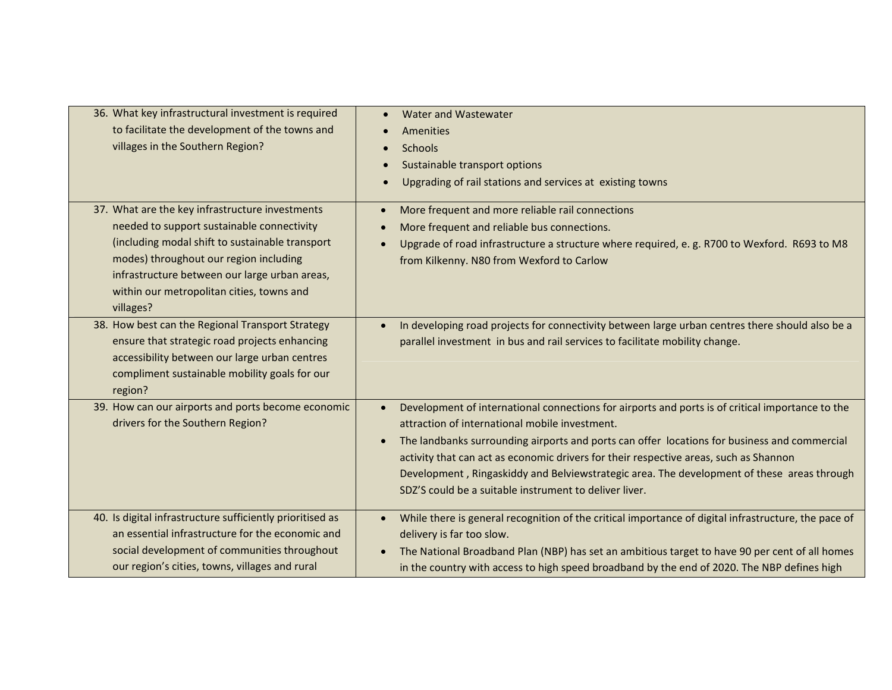| | |
|---|---|
| 36. What key infrastructural investment is required to facilitate the development of the towns and villages in the Southern Region? | • Water and Wastewater<br>• Amenities<br>• Schools<br>• Sustainable transport options<br>• Upgrading of rail stations and services at existing towns |
| 37. What are the key infrastructure investments needed to support sustainable connectivity (including modal shift to sustainable transport modes) throughout our region including infrastructure between our large urban areas, within our metropolitan cities, towns and villages? | • More frequent and more reliable rail connections<br>• More frequent and reliable bus connections.<br>• Upgrade of road infrastructure a structure where required, e. g. R700 to Wexford. R693 to M8 from Kilkenny. N80 from Wexford to Carlow |
| 38. How best can the Regional Transport Strategy ensure that strategic road projects enhancing accessibility between our large urban centres compliment sustainable mobility goals for our region? | • In developing road projects for connectivity between large urban centres there should also be a parallel investment in bus and rail services to facilitate mobility change. |
| 39. How can our airports and ports become economic drivers for the Southern Region? | • Development of international connections for airports and ports is of critical importance to the attraction of international mobile investment.<br>• The landbanks surrounding airports and ports can offer locations for business and commercial activity that can act as economic drivers for their respective areas, such as Shannon Development , Ringaskiddy and Belviewstrategic area. The development of these areas through SDZ'S could be a suitable instrument to deliver liver. |
| 40. Is digital infrastructure sufficiently prioritised as an essential infrastructure for the economic and social development of communities throughout our region's cities, towns, villages and rural | • While there is general recognition of the critical importance of digital infrastructure, the pace of delivery is far too slow.<br>• The National Broadband Plan (NBP) has set an ambitious target to have 90 per cent of all homes in the country with access to high speed broadband by the end of 2020. The NBP defines high |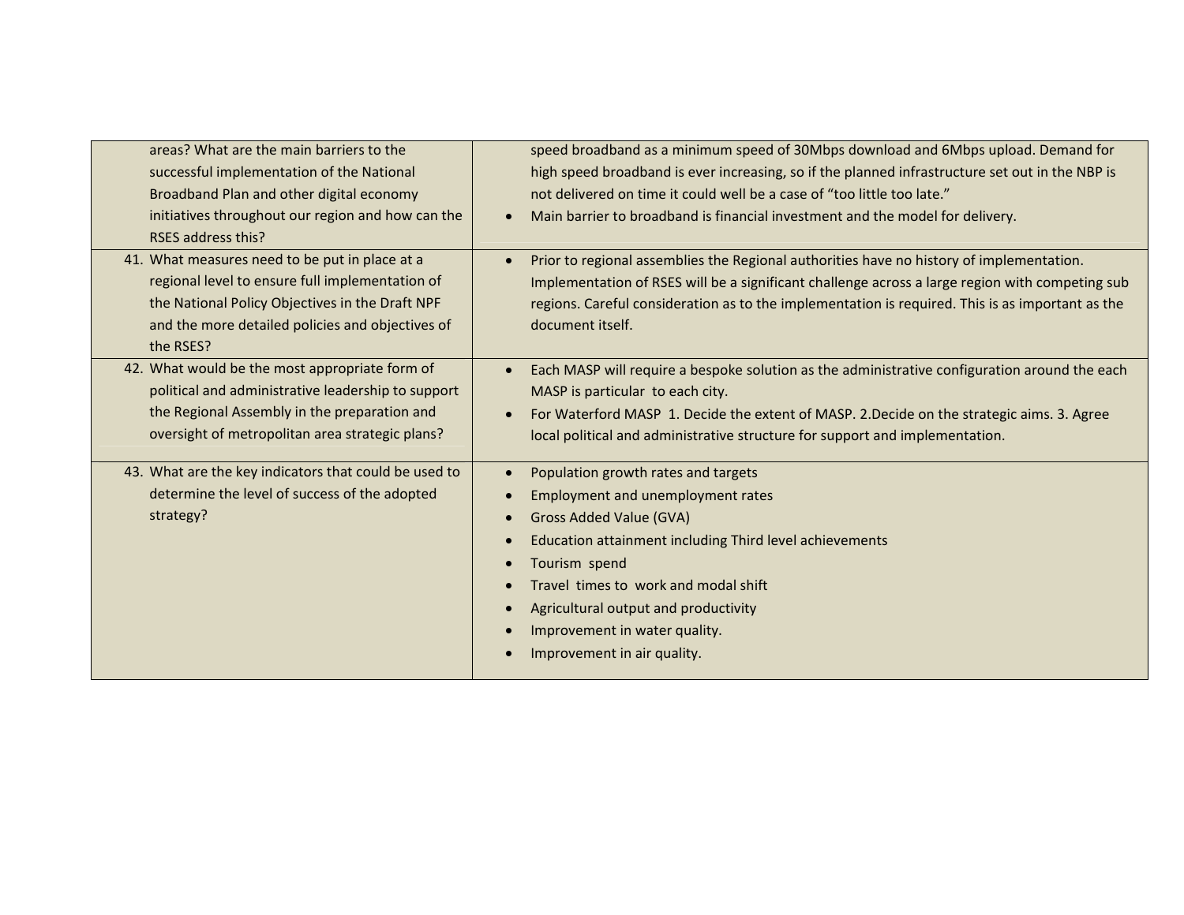| | |
|---|---|
| areas? What are the main barriers to the successful implementation of the National Broadband Plan and other digital economy initiatives throughout our region and how can the RSES address this? | speed broadband as a minimum speed of 30Mbps download and 6Mbps upload. Demand for high speed broadband is ever increasing, so if the planned infrastructure set out in the NBP is not delivered on time it could well be a case of "too little too late." <br> • Main barrier to broadband is financial investment and the model for delivery. |
| 41. What measures need to be put in place at a regional level to ensure full implementation of the National Policy Objectives in the Draft NPF and the more detailed policies and objectives of the RSES? | • Prior to regional assemblies the Regional authorities have no history of implementation. Implementation of RSES will be a significant challenge across a large region with competing sub regions. Careful consideration as to the implementation is required. This is as important as the document itself. |
| 42. What would be the most appropriate form of political and administrative leadership to support the Regional Assembly in the preparation and oversight of metropolitan area strategic plans? | • Each MASP will require a bespoke solution as the administrative configuration around the each MASP is particular to each city. <br> • For Waterford MASP 1. Decide the extent of MASP. 2.Decide on the strategic aims. 3. Agree local political and administrative structure for support and implementation. |
| 43. What are the key indicators that could be used to determine the level of success of the adopted strategy? | • Population growth rates and targets <br> • Employment and unemployment rates <br> • Gross Added Value (GVA) <br> • Education attainment including Third level achievements <br> • Tourism spend <br> • Travel times to work and modal shift <br> • Agricultural output and productivity <br> • Improvement in water quality. <br> • Improvement in air quality. |